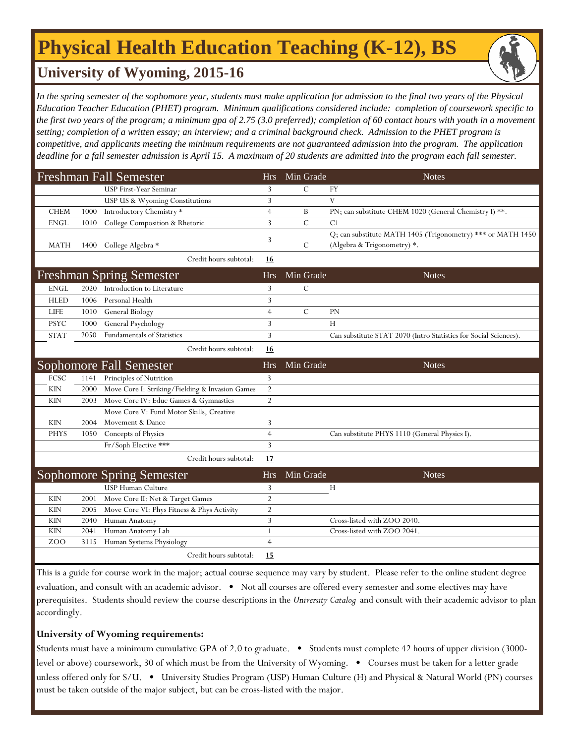# Physical Health Education Teaching (K-12), BS

## University of Wyoming, 2015-16

*In the spring semester of the sophomore year, students must make application for admission to the final two years of the Physical Education Teacher Education (PHET) program. Minimum qualifications considered include: completion of coursework specific to the first two years of the program; a minimum gpa of 2.75 (3.0 preferred); completion of 60 contact hours with youth in a movement setting; completion of a written essay; an interview; and a criminal background check. Admission to the PHET program is competitive, and applicants meeting the minimum requirements are not guaranteed admission into the program. The application deadline for a fall semester admission is April 15. A maximum of 20 students are admitted into the program each fall semester.*

| Freshman Fall Semester | | | Hrs | Min Grade | Notes |
|---|---|---|---|---|---|
| | | USP First-Year Seminar | 3 | C | FY |
| | | USP US & Wyoming Constitutions | 3 | | V |
| CHEM | 1000 | Introductory Chemistry * | 4 | B | PN; can substitute CHEM 1020 (General Chemistry I) **. |
| ENGL | 1010 | College Composition & Rhetoric | 3 | C | C1 |
| MATH | 1400 | College Algebra * | 3 | C | Q; can substitute MATH 1405 (Trigonometry) *** or MATH 1450 (Algebra & Trigonometry) *. |
| | | Credit hours subtotal: | **16** | | |

| Freshman Spring Semester | | | Hrs | Min Grade | Notes |
|---|---|---|---|---|---|
| ENGL | 2020 | Introduction to Literature | 3 | C | |
| HLED | 1006 | Personal Health | 3 | | |
| LIFE | 1010 | General Biology | 4 | C | PN |
| PSYC | 1000 | General Psychology | 3 | | H |
| STAT | 2050 | Fundamentals of Statistics | 3 | | Can substitute STAT 2070 (Intro Statistics for Social Sciences). |
| | | Credit hours subtotal: | **16** | | |

| Sophomore Fall Semester | | | Hrs | Min Grade | Notes |
|---|---|---|---|---|---|
| FCSC | 1141 | Principles of Nutrition | 3 | | |
| KIN | 2000 | Move Core I: Striking/Fielding & Invasion Games | 2 | | |
| KIN | 2003 | Move Core IV: Educ Games & Gymnastics | 2 | | |
| KIN | 2004 | Move Core V: Fund Motor Skills, Creative Movement & Dance | 3 | | |
| PHYS | 1050 | Concepts of Physics | 4 | | Can substitute PHYS 1110 (General Physics I). |
| | | Fr/Soph Elective *** | 3 | | |
| | | Credit hours subtotal: | **17** | | |

| Sophomore Spring Semester | | | Hrs | Min Grade | Notes |
|---|---|---|---|---|---|
| | | USP Human Culture | 3 | | H |
| KIN | 2001 | Move Core II: Net & Target Games | 2 | | |
| KIN | 2005 | Move Core VI: Phys Fitness & Phys Activity | 2 | | |
| KIN | 2040 | Human Anatomy | 3 | | Cross-listed with ZOO 2040. |
| KIN | 2041 | Human Anatomy Lab | 1 | | Cross-listed with ZOO 2041. |
| ZOO | 3115 | Human Systems Physiology | 4 | | |
| | | Credit hours subtotal: | **15** | | |

This is a guide for course work in the major; actual course sequence may vary by student. Please refer to the online student degree evaluation, and consult with an academic advisor. • Not all courses are offered every semester and some electives may have prerequisites. Students should review the course descriptions in the *University Catalog* and consult with their academic advisor to plan accordingly.

**University of Wyoming requirements:**

Students must have a minimum cumulative GPA of 2.0 to graduate. • Students must complete 42 hours of upper division (3000-level or above) coursework, 30 of which must be from the University of Wyoming. • Courses must be taken for a letter grade unless offered only for S/U. • University Studies Program (USP) Human Culture (H) and Physical & Natural World (PN) courses must be taken outside of the major subject, but can be cross-listed with the major.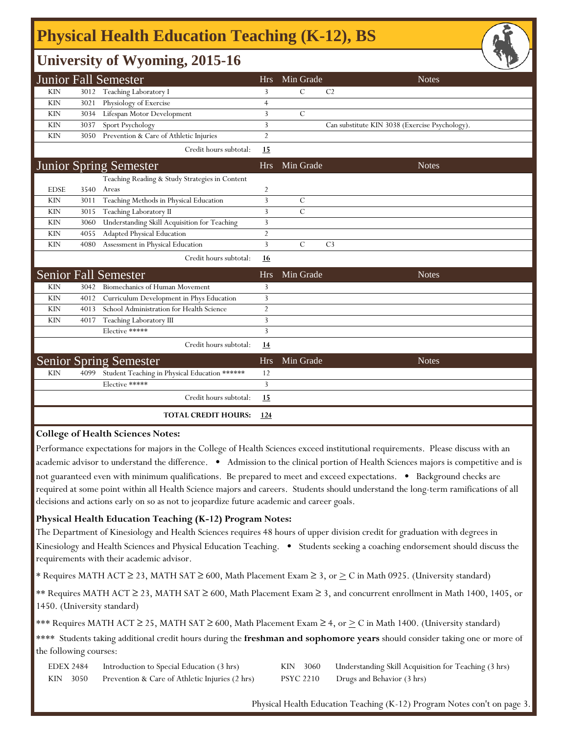# Physical Health Education Teaching (K-12), BS

## University of Wyoming, 2015-16

| Junior Fall Semester | | | Hrs | Min Grade | Notes |
|---|---|---|---|---|---|
| KIN | 3012 | Teaching Laboratory I | 3 | C | C2 |
| KIN | 3021 | Physiology of Exercise | 4 | | |
| KIN | 3034 | Lifespan Motor Development | 3 | C | |
| KIN | 3037 | Sport Psychology | 3 | | Can substitute KIN 3038 (Exercise Psychology). |
| KIN | 3050 | Prevention & Care of Athletic Injuries | 2 | | |
| | | Credit hours subtotal: | **15** | | |

| Junior Spring Semester | | | Hrs | Min Grade | Notes |
|---|---|---|---|---|---|
| EDSE | 3540 | Teaching Reading & Study Strategies in Content Areas | 2 | | |
| KIN | 3011 | Teaching Methods in Physical Education | 3 | C | |
| KIN | 3015 | Teaching Laboratory II | 3 | C | |
| KIN | 3060 | Understanding Skill Acquisition for Teaching | 3 | | |
| KIN | 4055 | Adapted Physical Education | 2 | | |
| KIN | 4080 | Assessment in Physical Education | 3 | C | C3 |
| | | Credit hours subtotal: | **16** | | |

| Senior Fall Semester | | | Hrs | Min Grade | Notes |
|---|---|---|---|---|---|
| KIN | 3042 | Biomechanics of Human Movement | 3 | | |
| KIN | 4012 | Curriculum Development in Phys Education | 3 | | |
| KIN | 4013 | School Administration for Health Science | 2 | | |
| KIN | 4017 | Teaching Laboratory III | 3 | | |
| | | Elective ***** | 3 | | |
| | | Credit hours subtotal: | **14** | | |

| Senior Spring Semester | | | Hrs | Min Grade | Notes |
|---|---|---|---|---|---|
| KIN | 4099 | Student Teaching in Physical Education ****** | 12 | | |
| | | Elective ***** | 3 | | |
| | | Credit hours subtotal: | **15** | | |
| | | **TOTAL CREDIT HOURS:** | **124** | | |

**College of Health Sciences Notes:**

Performance expectations for majors in the College of Health Sciences exceed institutional requirements. Please discuss with an academic advisor to understand the difference. • Admission to the clinical portion of Health Sciences majors is competitive and is not guaranteed even with minimum qualifications. Be prepared to meet and exceed expectations. • Background checks are required at some point within all Health Science majors and careers. Students should understand the long-term ramifications of all decisions and actions early on so as not to jeopardize future academic and career goals.

**Physical Health Education Teaching (K-12) Program Notes:**

The Department of Kinesiology and Health Sciences requires 48 hours of upper division credit for graduation with degrees in Kinesiology and Health Sciences and Physical Education Teaching. • Students seeking a coaching endorsement should discuss the requirements with their academic advisor.

* Requires MATH ACT ≥ 23, MATH SAT ≥ 600, Math Placement Exam ≥ 3, or ≥ C in Math 0925. (University standard)

** Requires MATH ACT ≥ 23, MATH SAT ≥ 600, Math Placement Exam ≥ 3, and concurrent enrollment in Math 1400, 1405, or 1450. (University standard)

*** Requires MATH ACT ≥ 25, MATH SAT ≥ 600, Math Placement Exam ≥ 4, or ≥ C in Math 1400. (University standard)

**** Students taking additional credit hours during the **freshman and sophomore years** should consider taking one or more of the following courses:

| | | | |
|---|---|---|---|
| EDEX 2484 | Introduction to Special Education (3 hrs) | KIN 3060 | Understanding Skill Acquisition for Teaching (3 hrs) |
| KIN 3050 | Prevention & Care of Athletic Injuries (2 hrs) | PSYC 2210 | Drugs and Behavior (3 hrs) |

Physical Health Education Teaching (K-12) Program Notes con't on page 3.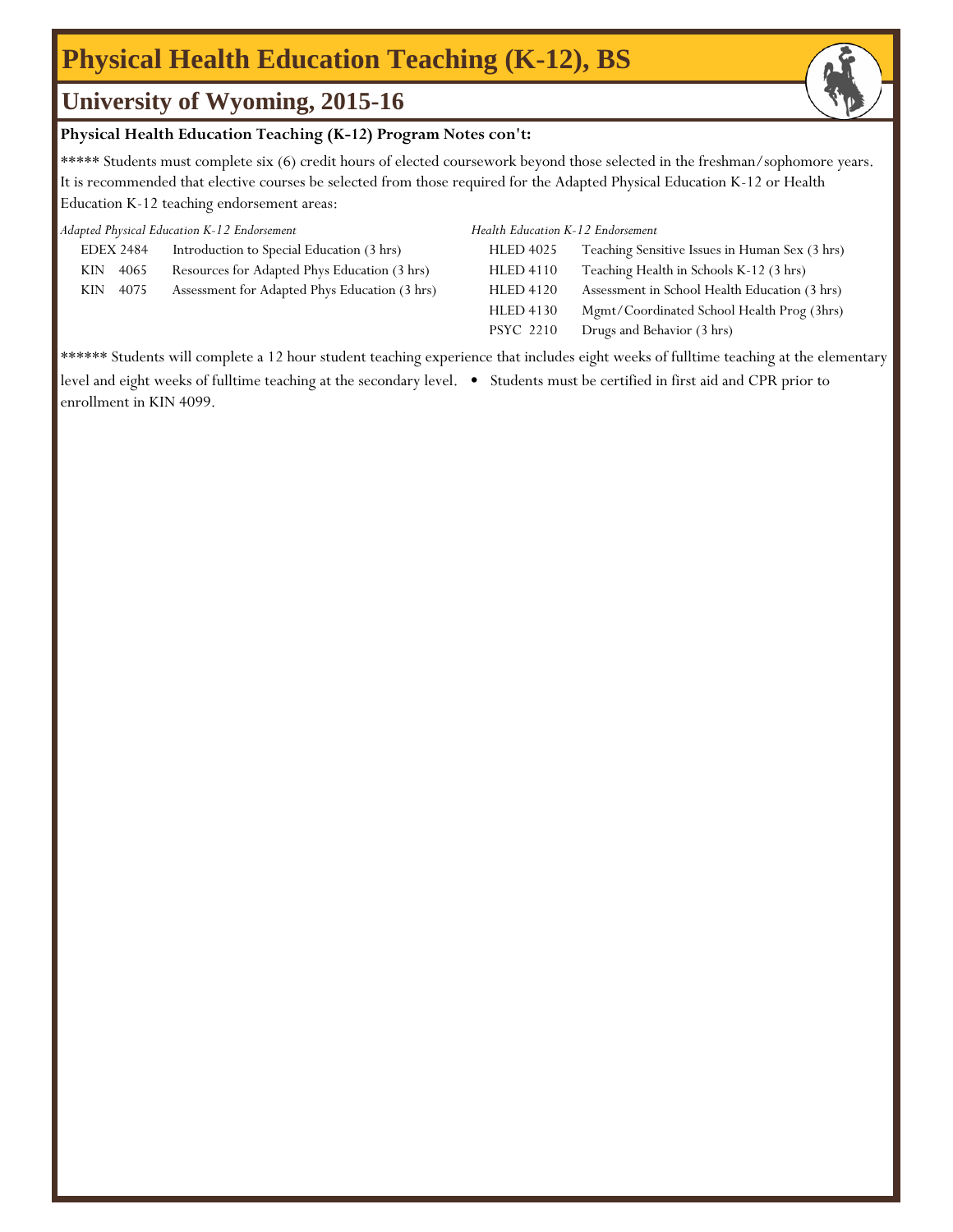# Physical Health Education Teaching (K-12), BS

## University of Wyoming, 2015-16

**Physical Health Education Teaching (K-12) Program Notes con't:**

***** Students must complete six (6) credit hours of elected coursework beyond those selected in the freshman/sophomore years. It is recommended that elective courses be selected from those required for the Adapted Physical Education K-12 or Health Education K-12 teaching endorsement areas:

*Adapted Physical Education K-12 Endorsement*

| | |
|---|---|
| EDEX 2484 | Introduction to Special Education (3 hrs) |
| KIN 4065 | Resources for Adapted Phys Education (3 hrs) |
| KIN 4075 | Assessment for Adapted Phys Education (3 hrs) |

*Health Education K-12 Endorsement*

| | |
|---|---|
| HLED 4025 | Teaching Sensitive Issues in Human Sex (3 hrs) |
| HLED 4110 | Teaching Health in Schools K-12 (3 hrs) |
| HLED 4120 | Assessment in School Health Education (3 hrs) |
| HLED 4130 | Mgmt/Coordinated School Health Prog (3hrs) |
| PSYC 2210 | Drugs and Behavior (3 hrs) |

****** Students will complete a 12 hour student teaching experience that includes eight weeks of fulltime teaching at the elementary level and eight weeks of fulltime teaching at the secondary level. • Students must be certified in first aid and CPR prior to enrollment in KIN 4099.